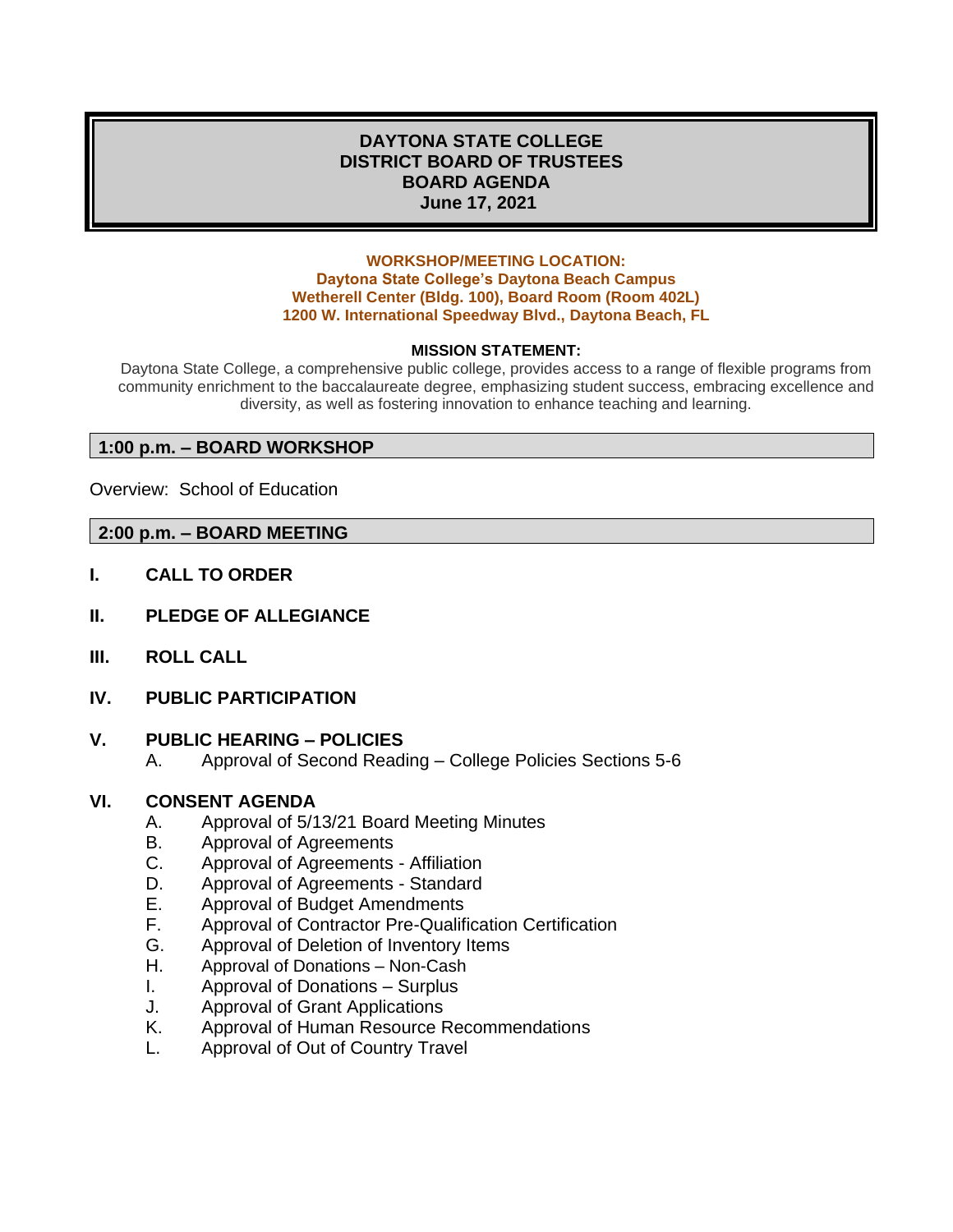# DAYTONA STATE COLLEGE
# DISTRICT BOARD OF TRUSTEES
# BOARD AGENDA
# June 17, 2021

**WORKSHOP/MEETING LOCATION:**
**Daytona State College's Daytona Beach Campus**
**Wetherell Center (Bldg. 100), Board Room (Room 402L)**
**1200 W. International Speedway Blvd., Daytona Beach, FL**

**MISSION STATEMENT:**

Daytona State College, a comprehensive public college, provides access to a range of flexible programs from community enrichment to the baccalaureate degree, emphasizing student success, embracing excellence and diversity, as well as fostering innovation to enhance teaching and learning.

## 1:00 p.m. – BOARD WORKSHOP

Overview: School of Education

## 2:00 p.m. – BOARD MEETING

**I. CALL TO ORDER**

**II. PLEDGE OF ALLEGIANCE**

**III. ROLL CALL**

**IV. PUBLIC PARTICIPATION**

**V. PUBLIC HEARING – POLICIES**

A. Approval of Second Reading – College Policies Sections 5-6

**VI. CONSENT AGENDA**

A. Approval of 5/13/21 Board Meeting Minutes
B. Approval of Agreements
C. Approval of Agreements - Affiliation
D. Approval of Agreements - Standard
E. Approval of Budget Amendments
F. Approval of Contractor Pre-Qualification Certification
G. Approval of Deletion of Inventory Items
H. Approval of Donations – Non-Cash
I. Approval of Donations – Surplus
J. Approval of Grant Applications
K. Approval of Human Resource Recommendations
L. Approval of Out of Country Travel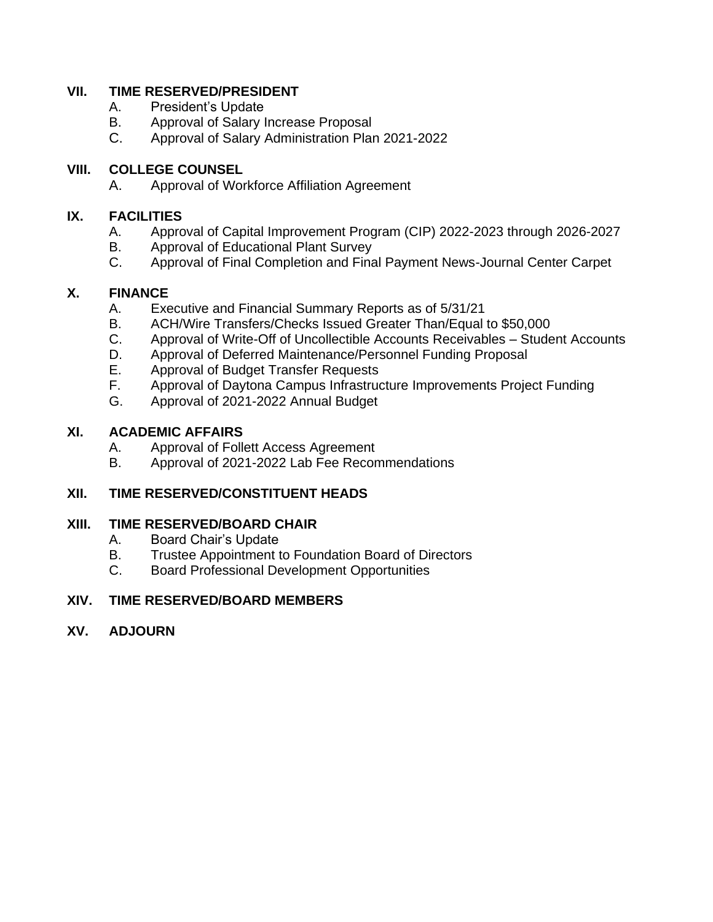**VII. TIME RESERVED/PRESIDENT**

A. President's Update
B. Approval of Salary Increase Proposal
C. Approval of Salary Administration Plan 2021-2022

**VIII. COLLEGE COUNSEL**

A. Approval of Workforce Affiliation Agreement

**IX. FACILITIES**

A. Approval of Capital Improvement Program (CIP) 2022-2023 through 2026-2027
B. Approval of Educational Plant Survey
C. Approval of Final Completion and Final Payment News-Journal Center Carpet

**X. FINANCE**

A. Executive and Financial Summary Reports as of 5/31/21
B. ACH/Wire Transfers/Checks Issued Greater Than/Equal to $50,000
C. Approval of Write-Off of Uncollectible Accounts Receivables – Student Accounts
D. Approval of Deferred Maintenance/Personnel Funding Proposal
E. Approval of Budget Transfer Requests
F. Approval of Daytona Campus Infrastructure Improvements Project Funding
G. Approval of 2021-2022 Annual Budget

**XI. ACADEMIC AFFAIRS**

A. Approval of Follett Access Agreement
B. Approval of 2021-2022 Lab Fee Recommendations

**XII. TIME RESERVED/CONSTITUENT HEADS**

**XIII. TIME RESERVED/BOARD CHAIR**

A. Board Chair's Update
B. Trustee Appointment to Foundation Board of Directors
C. Board Professional Development Opportunities

**XIV. TIME RESERVED/BOARD MEMBERS**

**XV. ADJOURN**